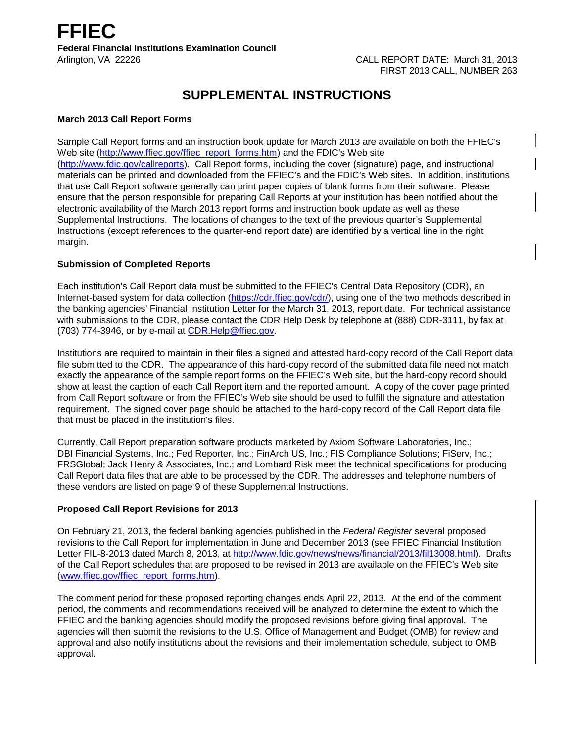# FFIEC

**Federal Financial Institutions Examination Council**

Arlington, VA 22226

CALL REPORT DATE: March 31, 2013
FIRST 2013 CALL, NUMBER 263

## SUPPLEMENTAL INSTRUCTIONS

### March 2013 Call Report Forms

Sample Call Report forms and an instruction book update for March 2013 are available on both the FFIEC's Web site (http://www.ffiec.gov/ffiec_report_forms.htm) and the FDIC's Web site (http://www.fdic.gov/callreports). Call Report forms, including the cover (signature) page, and instructional materials can be printed and downloaded from the FFIEC's and the FDIC's Web sites. In addition, institutions that use Call Report software generally can print paper copies of blank forms from their software. Please ensure that the person responsible for preparing Call Reports at your institution has been notified about the electronic availability of the March 2013 report forms and instruction book update as well as these Supplemental Instructions. The locations of changes to the text of the previous quarter's Supplemental Instructions (except references to the quarter-end report date) are identified by a vertical line in the right margin.

### Submission of Completed Reports

Each institution's Call Report data must be submitted to the FFIEC's Central Data Repository (CDR), an Internet-based system for data collection (https://cdr.ffiec.gov/cdr/), using one of the two methods described in the banking agencies' Financial Institution Letter for the March 31, 2013, report date. For technical assistance with submissions to the CDR, please contact the CDR Help Desk by telephone at (888) CDR-3111, by fax at (703) 774-3946, or by e-mail at CDR.Help@ffiec.gov.

Institutions are required to maintain in their files a signed and attested hard-copy record of the Call Report data file submitted to the CDR. The appearance of this hard-copy record of the submitted data file need not match exactly the appearance of the sample report forms on the FFIEC's Web site, but the hard-copy record should show at least the caption of each Call Report item and the reported amount. A copy of the cover page printed from Call Report software or from the FFIEC's Web site should be used to fulfill the signature and attestation requirement. The signed cover page should be attached to the hard-copy record of the Call Report data file that must be placed in the institution's files.

Currently, Call Report preparation software products marketed by Axiom Software Laboratories, Inc.; DBI Financial Systems, Inc.; Fed Reporter, Inc.; FinArch US, Inc.; FIS Compliance Solutions; FiServ, Inc.; FRSGlobal; Jack Henry & Associates, Inc.; and Lombard Risk meet the technical specifications for producing Call Report data files that are able to be processed by the CDR. The addresses and telephone numbers of these vendors are listed on page 9 of these Supplemental Instructions.

### Proposed Call Report Revisions for 2013

On February 21, 2013, the federal banking agencies published in the *Federal Register* several proposed revisions to the Call Report for implementation in June and December 2013 (see FFIEC Financial Institution Letter FIL-8-2013 dated March 8, 2013, at http://www.fdic.gov/news/news/financial/2013/fil13008.html). Drafts of the Call Report schedules that are proposed to be revised in 2013 are available on the FFIEC's Web site (www.ffiec.gov/ffiec_report_forms.htm).

The comment period for these proposed reporting changes ends April 22, 2013. At the end of the comment period, the comments and recommendations received will be analyzed to determine the extent to which the FFIEC and the banking agencies should modify the proposed revisions before giving final approval. The agencies will then submit the revisions to the U.S. Office of Management and Budget (OMB) for review and approval and also notify institutions about the revisions and their implementation schedule, subject to OMB approval.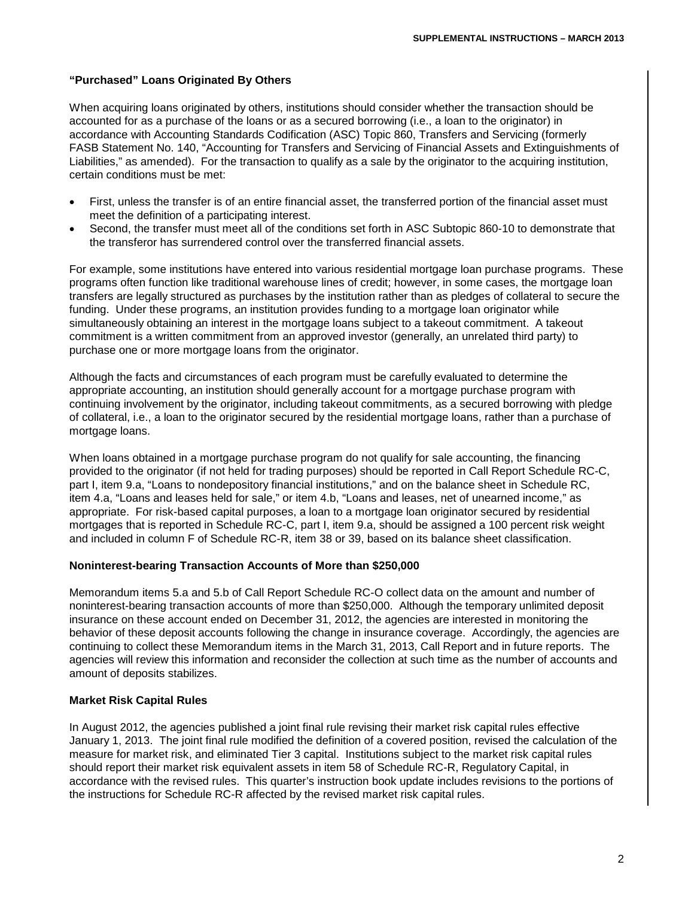### "Purchased" Loans Originated By Others

When acquiring loans originated by others, institutions should consider whether the transaction should be accounted for as a purchase of the loans or as a secured borrowing (i.e., a loan to the originator) in accordance with Accounting Standards Codification (ASC) Topic 860, Transfers and Servicing (formerly FASB Statement No. 140, "Accounting for Transfers and Servicing of Financial Assets and Extinguishments of Liabilities," as amended). For the transaction to qualify as a sale by the originator to the acquiring institution, certain conditions must be met:

- First, unless the transfer is of an entire financial asset, the transferred portion of the financial asset must meet the definition of a participating interest.
- Second, the transfer must meet all of the conditions set forth in ASC Subtopic 860-10 to demonstrate that the transferor has surrendered control over the transferred financial assets.

For example, some institutions have entered into various residential mortgage loan purchase programs. These programs often function like traditional warehouse lines of credit; however, in some cases, the mortgage loan transfers are legally structured as purchases by the institution rather than as pledges of collateral to secure the funding. Under these programs, an institution provides funding to a mortgage loan originator while simultaneously obtaining an interest in the mortgage loans subject to a takeout commitment. A takeout commitment is a written commitment from an approved investor (generally, an unrelated third party) to purchase one or more mortgage loans from the originator.

Although the facts and circumstances of each program must be carefully evaluated to determine the appropriate accounting, an institution should generally account for a mortgage purchase program with continuing involvement by the originator, including takeout commitments, as a secured borrowing with pledge of collateral, i.e., a loan to the originator secured by the residential mortgage loans, rather than a purchase of mortgage loans.

When loans obtained in a mortgage purchase program do not qualify for sale accounting, the financing provided to the originator (if not held for trading purposes) should be reported in Call Report Schedule RC-C, part I, item 9.a, "Loans to nondepository financial institutions," and on the balance sheet in Schedule RC, item 4.a, "Loans and leases held for sale," or item 4.b, "Loans and leases, net of unearned income," as appropriate. For risk-based capital purposes, a loan to a mortgage loan originator secured by residential mortgages that is reported in Schedule RC-C, part I, item 9.a, should be assigned a 100 percent risk weight and included in column F of Schedule RC-R, item 38 or 39, based on its balance sheet classification.

### Noninterest-bearing Transaction Accounts of More than $250,000

Memorandum items 5.a and 5.b of Call Report Schedule RC-O collect data on the amount and number of noninterest-bearing transaction accounts of more than $250,000. Although the temporary unlimited deposit insurance on these account ended on December 31, 2012, the agencies are interested in monitoring the behavior of these deposit accounts following the change in insurance coverage. Accordingly, the agencies are continuing to collect these Memorandum items in the March 31, 2013, Call Report and in future reports. The agencies will review this information and reconsider the collection at such time as the number of accounts and amount of deposits stabilizes.

### Market Risk Capital Rules

In August 2012, the agencies published a joint final rule revising their market risk capital rules effective January 1, 2013. The joint final rule modified the definition of a covered position, revised the calculation of the measure for market risk, and eliminated Tier 3 capital. Institutions subject to the market risk capital rules should report their market risk equivalent assets in item 58 of Schedule RC-R, Regulatory Capital, in accordance with the revised rules. This quarter's instruction book update includes revisions to the portions of the instructions for Schedule RC-R affected by the revised market risk capital rules.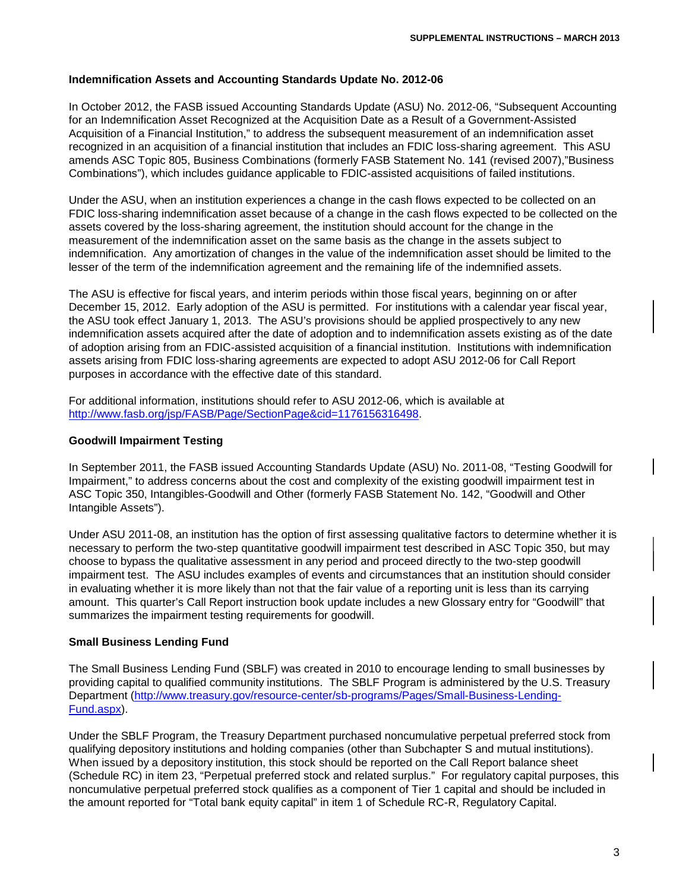### Indemnification Assets and Accounting Standards Update No. 2012-06

In October 2012, the FASB issued Accounting Standards Update (ASU) No. 2012-06, "Subsequent Accounting for an Indemnification Asset Recognized at the Acquisition Date as a Result of a Government-Assisted Acquisition of a Financial Institution," to address the subsequent measurement of an indemnification asset recognized in an acquisition of a financial institution that includes an FDIC loss-sharing agreement. This ASU amends ASC Topic 805, Business Combinations (formerly FASB Statement No. 141 (revised 2007),"Business Combinations"), which includes guidance applicable to FDIC-assisted acquisitions of failed institutions.

Under the ASU, when an institution experiences a change in the cash flows expected to be collected on an FDIC loss-sharing indemnification asset because of a change in the cash flows expected to be collected on the assets covered by the loss-sharing agreement, the institution should account for the change in the measurement of the indemnification asset on the same basis as the change in the assets subject to indemnification. Any amortization of changes in the value of the indemnification asset should be limited to the lesser of the term of the indemnification agreement and the remaining life of the indemnified assets.

The ASU is effective for fiscal years, and interim periods within those fiscal years, beginning on or after December 15, 2012. Early adoption of the ASU is permitted. For institutions with a calendar year fiscal year, the ASU took effect January 1, 2013. The ASU's provisions should be applied prospectively to any new indemnification assets acquired after the date of adoption and to indemnification assets existing as of the date of adoption arising from an FDIC-assisted acquisition of a financial institution. Institutions with indemnification assets arising from FDIC loss-sharing agreements are expected to adopt ASU 2012-06 for Call Report purposes in accordance with the effective date of this standard.

For additional information, institutions should refer to ASU 2012-06, which is available at [http://www.fasb.org/jsp/FASB/Page/SectionPage&cid=1176156316498](http://www.fasb.org/jsp/FASB/Page/SectionPage&cid=1176156316498).

### Goodwill Impairment Testing

In September 2011, the FASB issued Accounting Standards Update (ASU) No. 2011-08, "Testing Goodwill for Impairment," to address concerns about the cost and complexity of the existing goodwill impairment test in ASC Topic 350, Intangibles-Goodwill and Other (formerly FASB Statement No. 142, "Goodwill and Other Intangible Assets").

Under ASU 2011-08, an institution has the option of first assessing qualitative factors to determine whether it is necessary to perform the two-step quantitative goodwill impairment test described in ASC Topic 350, but may choose to bypass the qualitative assessment in any period and proceed directly to the two-step goodwill impairment test. The ASU includes examples of events and circumstances that an institution should consider in evaluating whether it is more likely than not that the fair value of a reporting unit is less than its carrying amount. This quarter's Call Report instruction book update includes a new Glossary entry for "Goodwill" that summarizes the impairment testing requirements for goodwill.

### Small Business Lending Fund

The Small Business Lending Fund (SBLF) was created in 2010 to encourage lending to small businesses by providing capital to qualified community institutions. The SBLF Program is administered by the U.S. Treasury Department ([http://www.treasury.gov/resource-center/sb-programs/Pages/Small-Business-Lending-Fund.aspx](http://www.treasury.gov/resource-center/sb-programs/Pages/Small-Business-Lending-Fund.aspx)).

Under the SBLF Program, the Treasury Department purchased noncumulative perpetual preferred stock from qualifying depository institutions and holding companies (other than Subchapter S and mutual institutions). When issued by a depository institution, this stock should be reported on the Call Report balance sheet (Schedule RC) in item 23, "Perpetual preferred stock and related surplus." For regulatory capital purposes, this noncumulative perpetual preferred stock qualifies as a component of Tier 1 capital and should be included in the amount reported for "Total bank equity capital" in item 1 of Schedule RC-R, Regulatory Capital.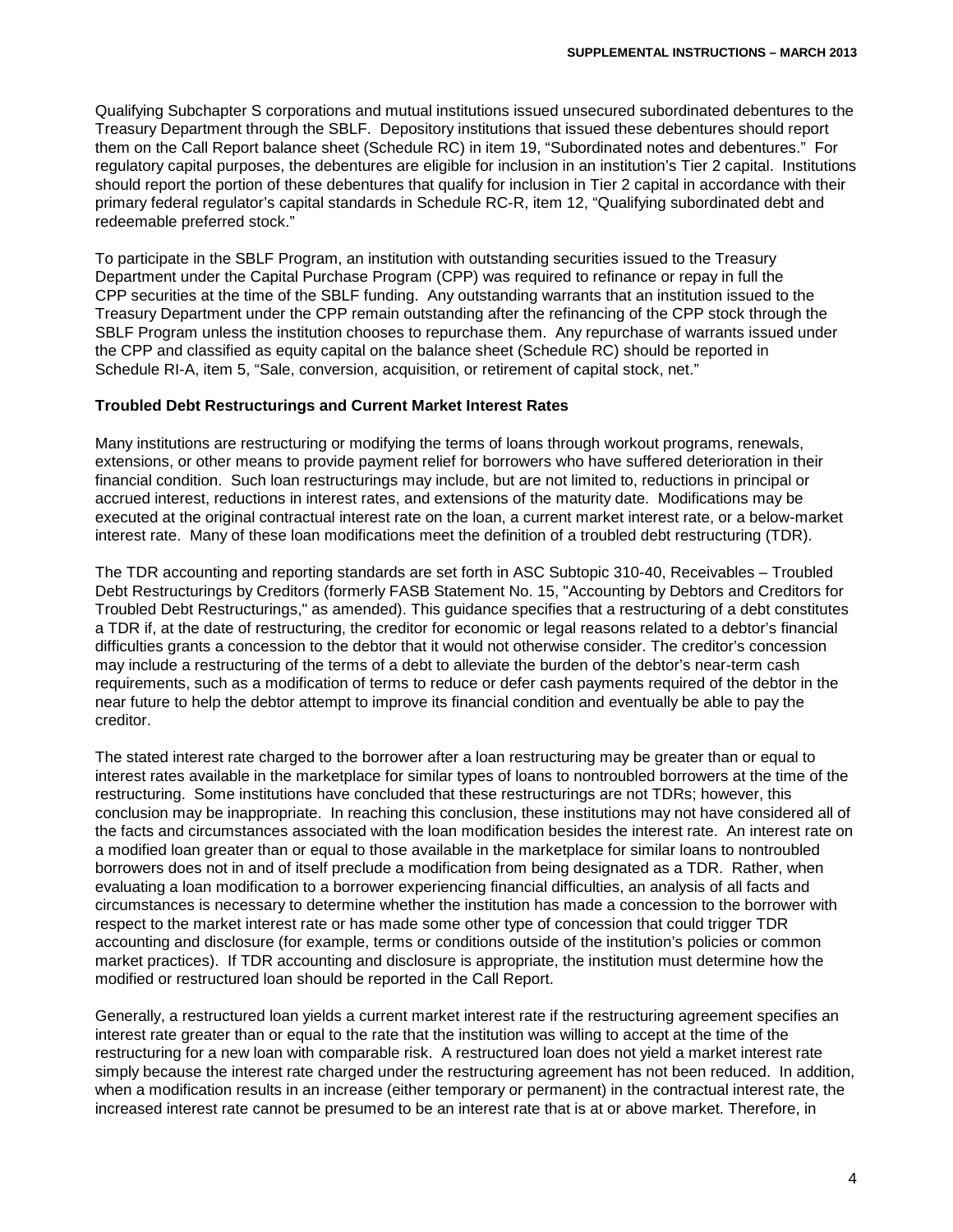Qualifying Subchapter S corporations and mutual institutions issued unsecured subordinated debentures to the Treasury Department through the SBLF. Depository institutions that issued these debentures should report them on the Call Report balance sheet (Schedule RC) in item 19, "Subordinated notes and debentures." For regulatory capital purposes, the debentures are eligible for inclusion in an institution's Tier 2 capital. Institutions should report the portion of these debentures that qualify for inclusion in Tier 2 capital in accordance with their primary federal regulator's capital standards in Schedule RC-R, item 12, "Qualifying subordinated debt and redeemable preferred stock."

To participate in the SBLF Program, an institution with outstanding securities issued to the Treasury Department under the Capital Purchase Program (CPP) was required to refinance or repay in full the CPP securities at the time of the SBLF funding. Any outstanding warrants that an institution issued to the Treasury Department under the CPP remain outstanding after the refinancing of the CPP stock through the SBLF Program unless the institution chooses to repurchase them. Any repurchase of warrants issued under the CPP and classified as equity capital on the balance sheet (Schedule RC) should be reported in Schedule RI-A, item 5, "Sale, conversion, acquisition, or retirement of capital stock, net."

**Troubled Debt Restructurings and Current Market Interest Rates**

Many institutions are restructuring or modifying the terms of loans through workout programs, renewals, extensions, or other means to provide payment relief for borrowers who have suffered deterioration in their financial condition. Such loan restructurings may include, but are not limited to, reductions in principal or accrued interest, reductions in interest rates, and extensions of the maturity date. Modifications may be executed at the original contractual interest rate on the loan, a current market interest rate, or a below-market interest rate. Many of these loan modifications meet the definition of a troubled debt restructuring (TDR).

The TDR accounting and reporting standards are set forth in ASC Subtopic 310-40, Receivables – Troubled Debt Restructurings by Creditors (formerly FASB Statement No. 15, "Accounting by Debtors and Creditors for Troubled Debt Restructurings," as amended). This guidance specifies that a restructuring of a debt constitutes a TDR if, at the date of restructuring, the creditor for economic or legal reasons related to a debtor's financial difficulties grants a concession to the debtor that it would not otherwise consider. The creditor's concession may include a restructuring of the terms of a debt to alleviate the burden of the debtor's near-term cash requirements, such as a modification of terms to reduce or defer cash payments required of the debtor in the near future to help the debtor attempt to improve its financial condition and eventually be able to pay the creditor.

The stated interest rate charged to the borrower after a loan restructuring may be greater than or equal to interest rates available in the marketplace for similar types of loans to nontroubled borrowers at the time of the restructuring. Some institutions have concluded that these restructurings are not TDRs; however, this conclusion may be inappropriate. In reaching this conclusion, these institutions may not have considered all of the facts and circumstances associated with the loan modification besides the interest rate. An interest rate on a modified loan greater than or equal to those available in the marketplace for similar loans to nontroubled borrowers does not in and of itself preclude a modification from being designated as a TDR. Rather, when evaluating a loan modification to a borrower experiencing financial difficulties, an analysis of all facts and circumstances is necessary to determine whether the institution has made a concession to the borrower with respect to the market interest rate or has made some other type of concession that could trigger TDR accounting and disclosure (for example, terms or conditions outside of the institution's policies or common market practices). If TDR accounting and disclosure is appropriate, the institution must determine how the modified or restructured loan should be reported in the Call Report.

Generally, a restructured loan yields a current market interest rate if the restructuring agreement specifies an interest rate greater than or equal to the rate that the institution was willing to accept at the time of the restructuring for a new loan with comparable risk. A restructured loan does not yield a market interest rate simply because the interest rate charged under the restructuring agreement has not been reduced. In addition, when a modification results in an increase (either temporary or permanent) in the contractual interest rate, the increased interest rate cannot be presumed to be an interest rate that is at or above market. Therefore, in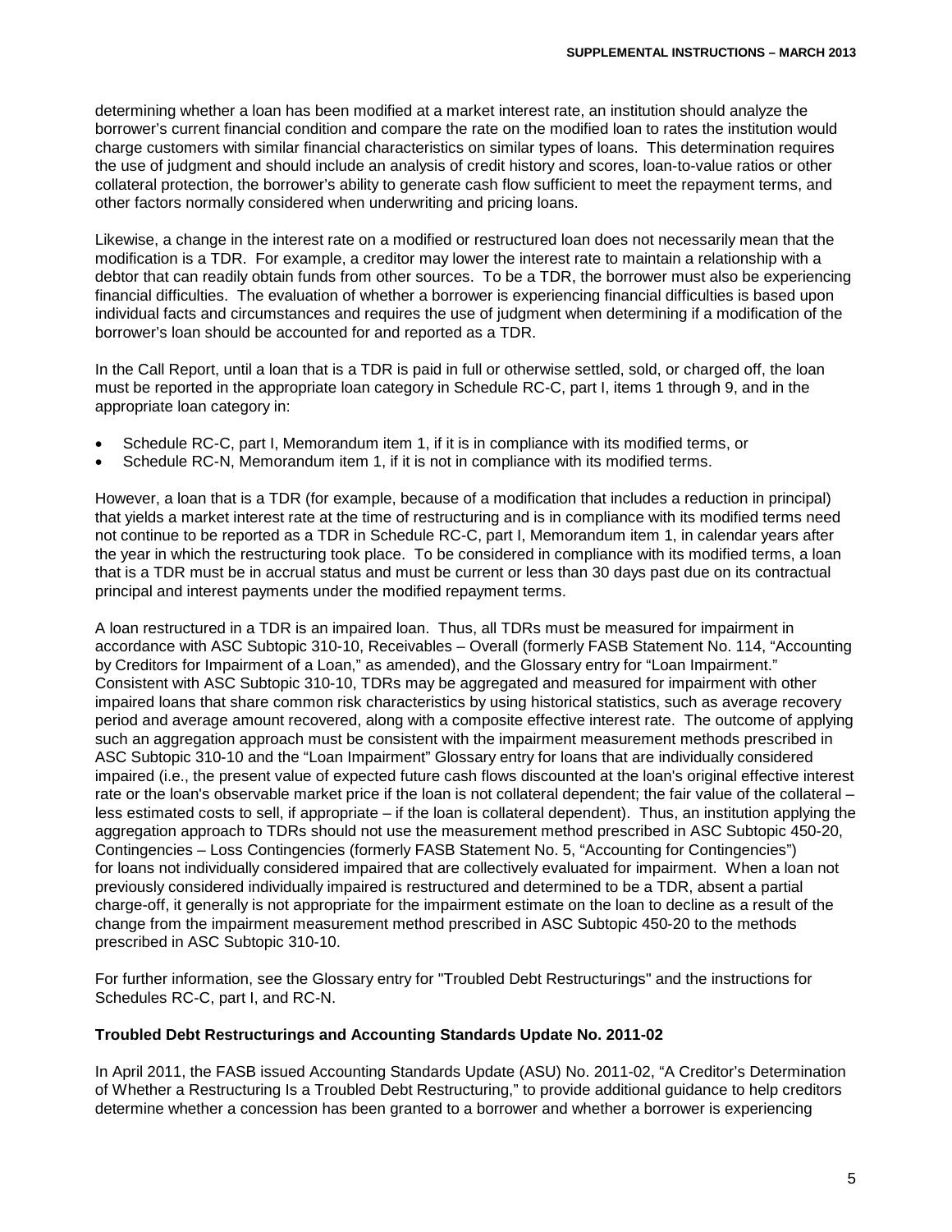determining whether a loan has been modified at a market interest rate, an institution should analyze the borrower's current financial condition and compare the rate on the modified loan to rates the institution would charge customers with similar financial characteristics on similar types of loans. This determination requires the use of judgment and should include an analysis of credit history and scores, loan-to-value ratios or other collateral protection, the borrower's ability to generate cash flow sufficient to meet the repayment terms, and other factors normally considered when underwriting and pricing loans.

Likewise, a change in the interest rate on a modified or restructured loan does not necessarily mean that the modification is a TDR. For example, a creditor may lower the interest rate to maintain a relationship with a debtor that can readily obtain funds from other sources. To be a TDR, the borrower must also be experiencing financial difficulties. The evaluation of whether a borrower is experiencing financial difficulties is based upon individual facts and circumstances and requires the use of judgment when determining if a modification of the borrower's loan should be accounted for and reported as a TDR.

In the Call Report, until a loan that is a TDR is paid in full or otherwise settled, sold, or charged off, the loan must be reported in the appropriate loan category in Schedule RC-C, part I, items 1 through 9, and in the appropriate loan category in:

- Schedule RC-C, part I, Memorandum item 1, if it is in compliance with its modified terms, or
- Schedule RC-N, Memorandum item 1, if it is not in compliance with its modified terms.

However, a loan that is a TDR (for example, because of a modification that includes a reduction in principal) that yields a market interest rate at the time of restructuring and is in compliance with its modified terms need not continue to be reported as a TDR in Schedule RC-C, part I, Memorandum item 1, in calendar years after the year in which the restructuring took place. To be considered in compliance with its modified terms, a loan that is a TDR must be in accrual status and must be current or less than 30 days past due on its contractual principal and interest payments under the modified repayment terms.

A loan restructured in a TDR is an impaired loan. Thus, all TDRs must be measured for impairment in accordance with ASC Subtopic 310-10, Receivables – Overall (formerly FASB Statement No. 114, "Accounting by Creditors for Impairment of a Loan," as amended), and the Glossary entry for "Loan Impairment." Consistent with ASC Subtopic 310-10, TDRs may be aggregated and measured for impairment with other impaired loans that share common risk characteristics by using historical statistics, such as average recovery period and average amount recovered, along with a composite effective interest rate. The outcome of applying such an aggregation approach must be consistent with the impairment measurement methods prescribed in ASC Subtopic 310-10 and the "Loan Impairment" Glossary entry for loans that are individually considered impaired (i.e., the present value of expected future cash flows discounted at the loan's original effective interest rate or the loan's observable market price if the loan is not collateral dependent; the fair value of the collateral – less estimated costs to sell, if appropriate – if the loan is collateral dependent). Thus, an institution applying the aggregation approach to TDRs should not use the measurement method prescribed in ASC Subtopic 450-20, Contingencies – Loss Contingencies (formerly FASB Statement No. 5, "Accounting for Contingencies") for loans not individually considered impaired that are collectively evaluated for impairment. When a loan not previously considered individually impaired is restructured and determined to be a TDR, absent a partial charge-off, it generally is not appropriate for the impairment estimate on the loan to decline as a result of the change from the impairment measurement method prescribed in ASC Subtopic 450-20 to the methods prescribed in ASC Subtopic 310-10.

For further information, see the Glossary entry for "Troubled Debt Restructurings" and the instructions for Schedules RC-C, part I, and RC-N.

**Troubled Debt Restructurings and Accounting Standards Update No. 2011-02**

In April 2011, the FASB issued Accounting Standards Update (ASU) No. 2011-02, "A Creditor's Determination of Whether a Restructuring Is a Troubled Debt Restructuring," to provide additional guidance to help creditors determine whether a concession has been granted to a borrower and whether a borrower is experiencing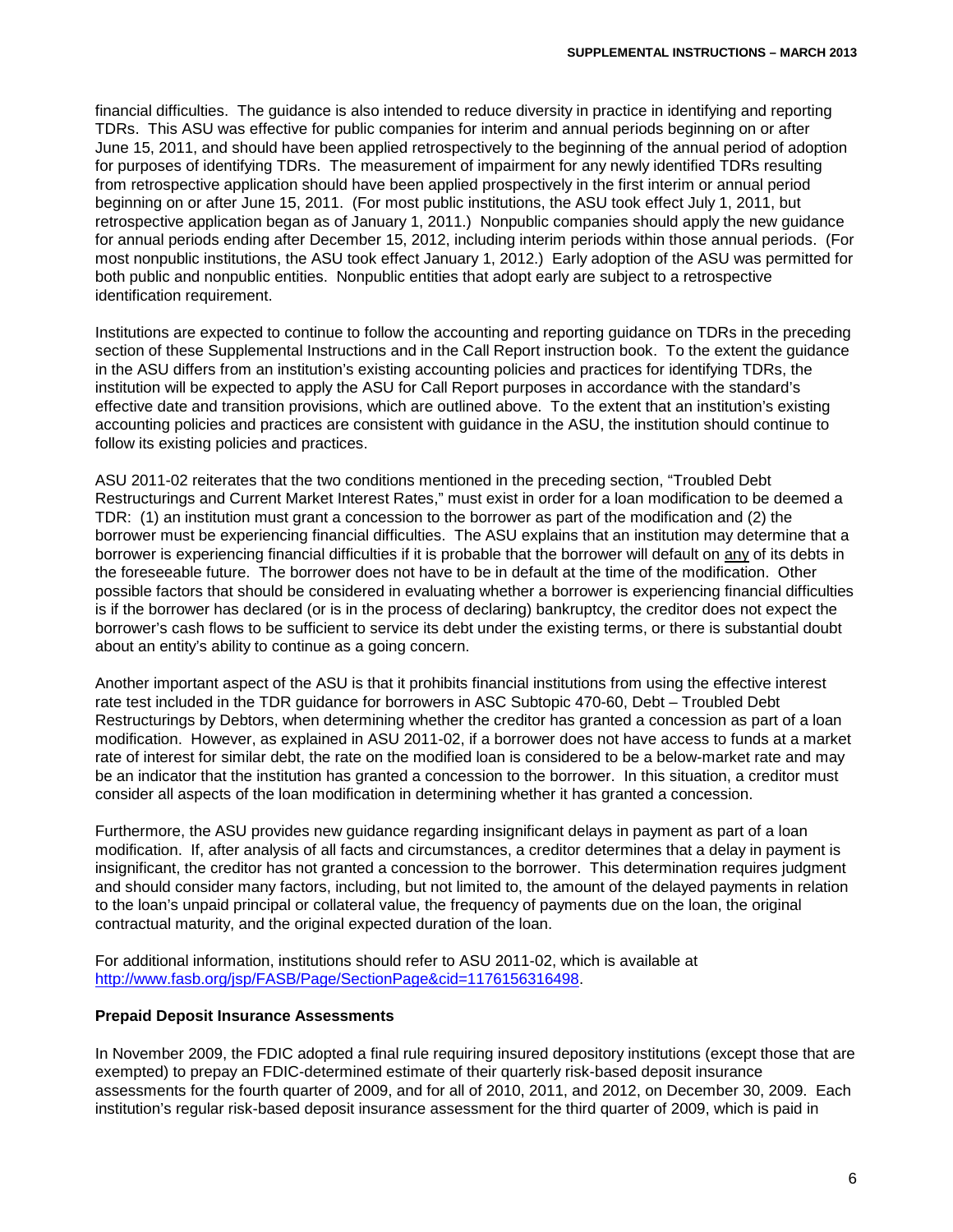financial difficulties. The guidance is also intended to reduce diversity in practice in identifying and reporting TDRs. This ASU was effective for public companies for interim and annual periods beginning on or after June 15, 2011, and should have been applied retrospectively to the beginning of the annual period of adoption for purposes of identifying TDRs. The measurement of impairment for any newly identified TDRs resulting from retrospective application should have been applied prospectively in the first interim or annual period beginning on or after June 15, 2011. (For most public institutions, the ASU took effect July 1, 2011, but retrospective application began as of January 1, 2011.) Nonpublic companies should apply the new guidance for annual periods ending after December 15, 2012, including interim periods within those annual periods. (For most nonpublic institutions, the ASU took effect January 1, 2012.) Early adoption of the ASU was permitted for both public and nonpublic entities. Nonpublic entities that adopt early are subject to a retrospective identification requirement.

Institutions are expected to continue to follow the accounting and reporting guidance on TDRs in the preceding section of these Supplemental Instructions and in the Call Report instruction book. To the extent the guidance in the ASU differs from an institution's existing accounting policies and practices for identifying TDRs, the institution will be expected to apply the ASU for Call Report purposes in accordance with the standard's effective date and transition provisions, which are outlined above. To the extent that an institution's existing accounting policies and practices are consistent with guidance in the ASU, the institution should continue to follow its existing policies and practices.

ASU 2011-02 reiterates that the two conditions mentioned in the preceding section, "Troubled Debt Restructurings and Current Market Interest Rates," must exist in order for a loan modification to be deemed a TDR: (1) an institution must grant a concession to the borrower as part of the modification and (2) the borrower must be experiencing financial difficulties. The ASU explains that an institution may determine that a borrower is experiencing financial difficulties if it is probable that the borrower will default on any of its debts in the foreseeable future. The borrower does not have to be in default at the time of the modification. Other possible factors that should be considered in evaluating whether a borrower is experiencing financial difficulties is if the borrower has declared (or is in the process of declaring) bankruptcy, the creditor does not expect the borrower's cash flows to be sufficient to service its debt under the existing terms, or there is substantial doubt about an entity's ability to continue as a going concern.

Another important aspect of the ASU is that it prohibits financial institutions from using the effective interest rate test included in the TDR guidance for borrowers in ASC Subtopic 470-60, Debt – Troubled Debt Restructurings by Debtors, when determining whether the creditor has granted a concession as part of a loan modification. However, as explained in ASU 2011-02, if a borrower does not have access to funds at a market rate of interest for similar debt, the rate on the modified loan is considered to be a below-market rate and may be an indicator that the institution has granted a concession to the borrower. In this situation, a creditor must consider all aspects of the loan modification in determining whether it has granted a concession.

Furthermore, the ASU provides new guidance regarding insignificant delays in payment as part of a loan modification. If, after analysis of all facts and circumstances, a creditor determines that a delay in payment is insignificant, the creditor has not granted a concession to the borrower. This determination requires judgment and should consider many factors, including, but not limited to, the amount of the delayed payments in relation to the loan's unpaid principal or collateral value, the frequency of payments due on the loan, the original contractual maturity, and the original expected duration of the loan.

For additional information, institutions should refer to ASU 2011-02, which is available at [http://www.fasb.org/jsp/FASB/Page/SectionPage&cid=1176156316498](http://www.fasb.org/jsp/FASB/Page/SectionPage&cid=1176156316498).

**Prepaid Deposit Insurance Assessments**

In November 2009, the FDIC adopted a final rule requiring insured depository institutions (except those that are exempted) to prepay an FDIC-determined estimate of their quarterly risk-based deposit insurance assessments for the fourth quarter of 2009, and for all of 2010, 2011, and 2012, on December 30, 2009. Each institution's regular risk-based deposit insurance assessment for the third quarter of 2009, which is paid in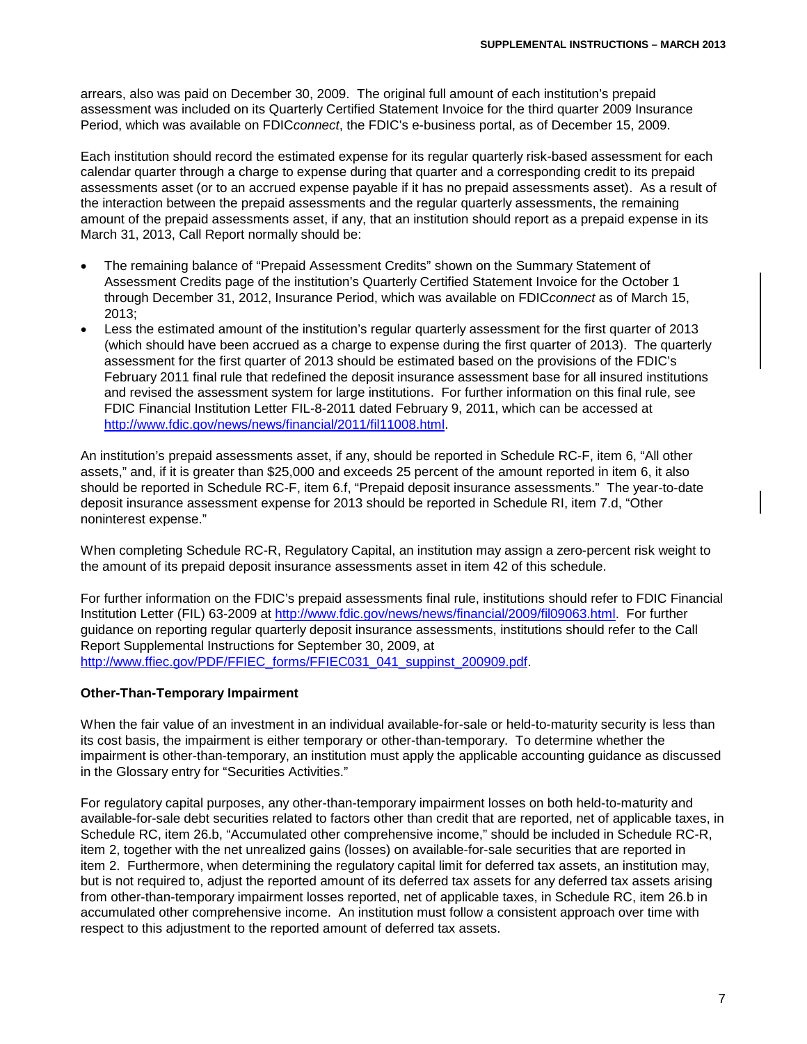arrears, also was paid on December 30, 2009. The original full amount of each institution's prepaid assessment was included on its Quarterly Certified Statement Invoice for the third quarter 2009 Insurance Period, which was available on FDIC*connect*, the FDIC's e-business portal, as of December 15, 2009.

Each institution should record the estimated expense for its regular quarterly risk-based assessment for each calendar quarter through a charge to expense during that quarter and a corresponding credit to its prepaid assessments asset (or to an accrued expense payable if it has no prepaid assessments asset). As a result of the interaction between the prepaid assessments and the regular quarterly assessments, the remaining amount of the prepaid assessments asset, if any, that an institution should report as a prepaid expense in its March 31, 2013, Call Report normally should be:

- The remaining balance of "Prepaid Assessment Credits" shown on the Summary Statement of Assessment Credits page of the institution's Quarterly Certified Statement Invoice for the October 1 through December 31, 2012, Insurance Period, which was available on FDIC*connect* as of March 15, 2013;
- Less the estimated amount of the institution's regular quarterly assessment for the first quarter of 2013 (which should have been accrued as a charge to expense during the first quarter of 2013). The quarterly assessment for the first quarter of 2013 should be estimated based on the provisions of the FDIC's February 2011 final rule that redefined the deposit insurance assessment base for all insured institutions and revised the assessment system for large institutions. For further information on this final rule, see FDIC Financial Institution Letter FIL-8-2011 dated February 9, 2011, which can be accessed at http://www.fdic.gov/news/news/financial/2011/fil11008.html.

An institution's prepaid assessments asset, if any, should be reported in Schedule RC-F, item 6, "All other assets," and, if it is greater than $25,000 and exceeds 25 percent of the amount reported in item 6, it also should be reported in Schedule RC-F, item 6.f, "Prepaid deposit insurance assessments." The year-to-date deposit insurance assessment expense for 2013 should be reported in Schedule RI, item 7.d, "Other noninterest expense."

When completing Schedule RC-R, Regulatory Capital, an institution may assign a zero-percent risk weight to the amount of its prepaid deposit insurance assessments asset in item 42 of this schedule.

For further information on the FDIC's prepaid assessments final rule, institutions should refer to FDIC Financial Institution Letter (FIL) 63-2009 at http://www.fdic.gov/news/news/financial/2009/fil09063.html. For further guidance on reporting regular quarterly deposit insurance assessments, institutions should refer to the Call Report Supplemental Instructions for September 30, 2009, at http://www.ffiec.gov/PDF/FFIEC_forms/FFIEC031_041_suppinst_200909.pdf.

**Other-Than-Temporary Impairment**

When the fair value of an investment in an individual available-for-sale or held-to-maturity security is less than its cost basis, the impairment is either temporary or other-than-temporary. To determine whether the impairment is other-than-temporary, an institution must apply the applicable accounting guidance as discussed in the Glossary entry for "Securities Activities."

For regulatory capital purposes, any other-than-temporary impairment losses on both held-to-maturity and available-for-sale debt securities related to factors other than credit that are reported, net of applicable taxes, in Schedule RC, item 26.b, "Accumulated other comprehensive income," should be included in Schedule RC-R, item 2, together with the net unrealized gains (losses) on available-for-sale securities that are reported in item 2. Furthermore, when determining the regulatory capital limit for deferred tax assets, an institution may, but is not required to, adjust the reported amount of its deferred tax assets for any deferred tax assets arising from other-than-temporary impairment losses reported, net of applicable taxes, in Schedule RC, item 26.b in accumulated other comprehensive income. An institution must follow a consistent approach over time with respect to this adjustment to the reported amount of deferred tax assets.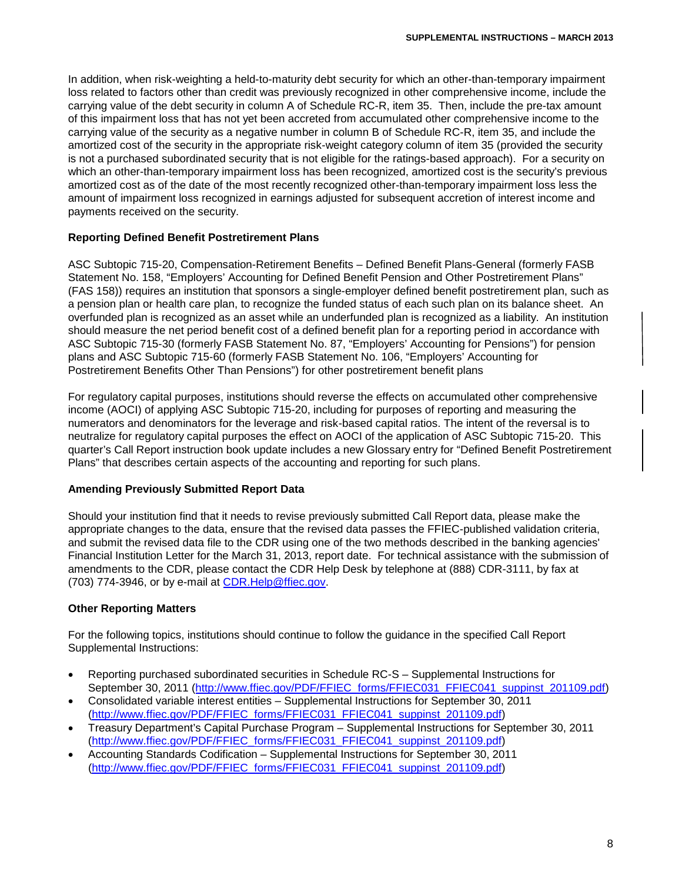In addition, when risk-weighting a held-to-maturity debt security for which an other-than-temporary impairment loss related to factors other than credit was previously recognized in other comprehensive income, include the carrying value of the debt security in column A of Schedule RC-R, item 35. Then, include the pre-tax amount of this impairment loss that has not yet been accreted from accumulated other comprehensive income to the carrying value of the security as a negative number in column B of Schedule RC-R, item 35, and include the amortized cost of the security in the appropriate risk-weight category column of item 35 (provided the security is not a purchased subordinated security that is not eligible for the ratings-based approach). For a security on which an other-than-temporary impairment loss has been recognized, amortized cost is the security's previous amortized cost as of the date of the most recently recognized other-than-temporary impairment loss less the amount of impairment loss recognized in earnings adjusted for subsequent accretion of interest income and payments received on the security.

**Reporting Defined Benefit Postretirement Plans**

ASC Subtopic 715-20, Compensation-Retirement Benefits – Defined Benefit Plans-General (formerly FASB Statement No. 158, "Employers' Accounting for Defined Benefit Pension and Other Postretirement Plans" (FAS 158)) requires an institution that sponsors a single-employer defined benefit postretirement plan, such as a pension plan or health care plan, to recognize the funded status of each such plan on its balance sheet. An overfunded plan is recognized as an asset while an underfunded plan is recognized as a liability. An institution should measure the net period benefit cost of a defined benefit plan for a reporting period in accordance with ASC Subtopic 715-30 (formerly FASB Statement No. 87, "Employers' Accounting for Pensions") for pension plans and ASC Subtopic 715-60 (formerly FASB Statement No. 106, "Employers' Accounting for Postretirement Benefits Other Than Pensions") for other postretirement benefit plans

For regulatory capital purposes, institutions should reverse the effects on accumulated other comprehensive income (AOCI) of applying ASC Subtopic 715-20, including for purposes of reporting and measuring the numerators and denominators for the leverage and risk-based capital ratios. The intent of the reversal is to neutralize for regulatory capital purposes the effect on AOCI of the application of ASC Subtopic 715-20. This quarter's Call Report instruction book update includes a new Glossary entry for "Defined Benefit Postretirement Plans" that describes certain aspects of the accounting and reporting for such plans.

**Amending Previously Submitted Report Data**

Should your institution find that it needs to revise previously submitted Call Report data, please make the appropriate changes to the data, ensure that the revised data passes the FFIEC-published validation criteria, and submit the revised data file to the CDR using one of the two methods described in the banking agencies' Financial Institution Letter for the March 31, 2013, report date. For technical assistance with the submission of amendments to the CDR, please contact the CDR Help Desk by telephone at (888) CDR-3111, by fax at (703) 774-3946, or by e-mail at CDR.Help@ffiec.gov.

**Other Reporting Matters**

For the following topics, institutions should continue to follow the guidance in the specified Call Report Supplemental Instructions:

- Reporting purchased subordinated securities in Schedule RC-S – Supplemental Instructions for September 30, 2011 (http://www.ffiec.gov/PDF/FFIEC_forms/FFIEC031_FFIEC041_suppinst_201109.pdf)
- Consolidated variable interest entities – Supplemental Instructions for September 30, 2011 (http://www.ffiec.gov/PDF/FFIEC_forms/FFIEC031_FFIEC041_suppinst_201109.pdf)
- Treasury Department's Capital Purchase Program – Supplemental Instructions for September 30, 2011 (http://www.ffiec.gov/PDF/FFIEC_forms/FFIEC031_FFIEC041_suppinst_201109.pdf)
- Accounting Standards Codification – Supplemental Instructions for September 30, 2011 (http://www.ffiec.gov/PDF/FFIEC_forms/FFIEC031_FFIEC041_suppinst_201109.pdf)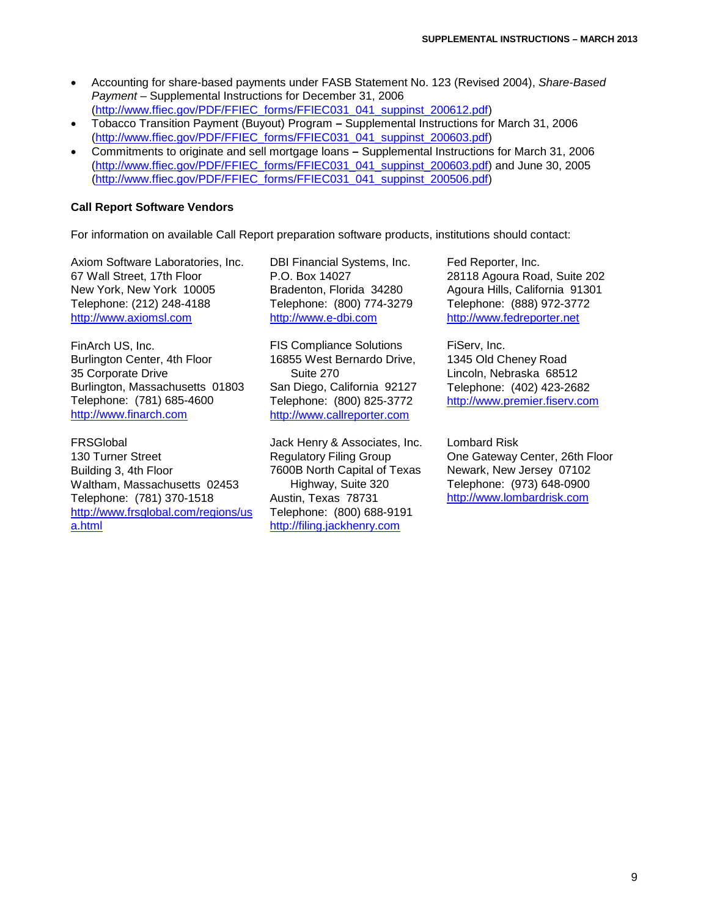- Accounting for share-based payments under FASB Statement No. 123 (Revised 2004), *Share-Based Payment* – Supplemental Instructions for December 31, 2006 (http://www.ffiec.gov/PDF/FFIEC_forms/FFIEC031_041_suppinst_200612.pdf)
- Tobacco Transition Payment (Buyout) Program **–** Supplemental Instructions for March 31, 2006 (http://www.ffiec.gov/PDF/FFIEC_forms/FFIEC031_041_suppinst_200603.pdf)
- Commitments to originate and sell mortgage loans **–** Supplemental Instructions for March 31, 2006 (http://www.ffiec.gov/PDF/FFIEC_forms/FFIEC031_041_suppinst_200603.pdf) and June 30, 2005 (http://www.ffiec.gov/PDF/FFIEC_forms/FFIEC031_041_suppinst_200506.pdf)

**Call Report Software Vendors**

For information on available Call Report preparation software products, institutions should contact:

Axiom Software Laboratories, Inc.
67 Wall Street, 17th Floor
New York, New York 10005
Telephone: (212) 248-4188
http://www.axiomsl.com

DBI Financial Systems, Inc.
P.O. Box 14027
Bradenton, Florida 34280
Telephone: (800) 774-3279
http://www.e-dbi.com

Fed Reporter, Inc.
28118 Agoura Road, Suite 202
Agoura Hills, California 91301
Telephone: (888) 972-3772
http://www.fedreporter.net

FinArch US, Inc.
Burlington Center, 4th Floor
35 Corporate Drive
Burlington, Massachusetts 01803
Telephone: (781) 685-4600
http://www.finarch.com

FIS Compliance Solutions
16855 West Bernardo Drive, Suite 270
San Diego, California 92127
Telephone: (800) 825-3772
http://www.callreporter.com

FiServ, Inc.
1345 Old Cheney Road
Lincoln, Nebraska 68512
Telephone: (402) 423-2682
http://www.premier.fiserv.com

FRSGlobal
130 Turner Street
Building 3, 4th Floor
Waltham, Massachusetts 02453
Telephone: (781) 370-1518
http://www.frsglobal.com/regions/usa.html

Jack Henry & Associates, Inc.
Regulatory Filing Group
7600B North Capital of Texas Highway, Suite 320
Austin, Texas 78731
Telephone: (800) 688-9191
http://filing.jackhenry.com

Lombard Risk
One Gateway Center, 26th Floor
Newark, New Jersey 07102
Telephone: (973) 648-0900
http://www.lombardrisk.com